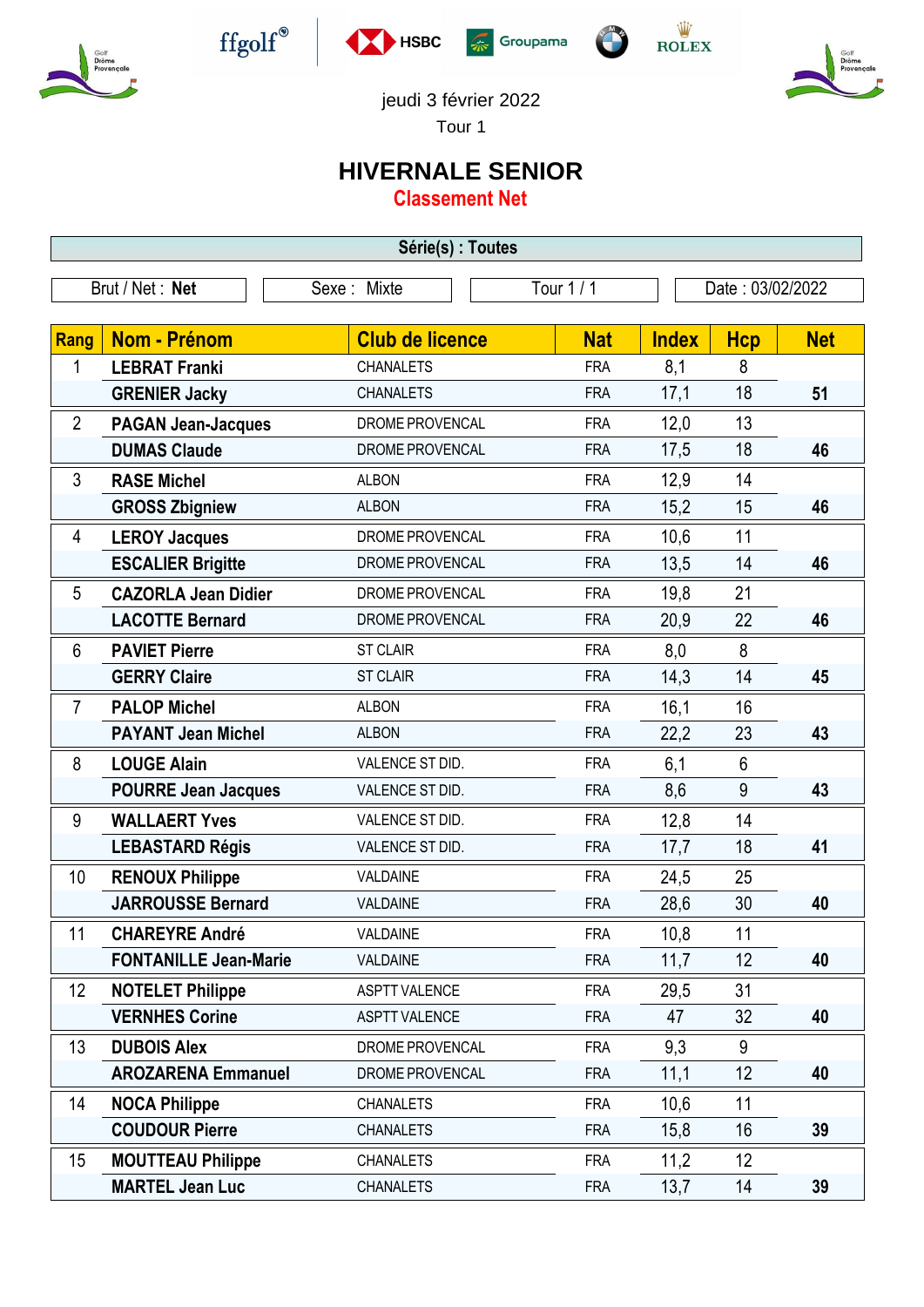jeudi 3 février 2022

Tour 1

# HIVERNALE SENIOR

## Classement Net

**Série(s) : Toutes**

| Brut / Net : **Net** | Sexe : Mixte | Tour 1 / 1 | Date : 03/02/2022 |
|---|---|---|---|

| Rang | Nom - Prénom | Club de licence | Nat | Index | Hcp | Net |
|---|---|---|---|---|---|---|
| 1 | **LEBRAT Franki** | CHANALETS | FRA | 8,1 | 8 | |
| | **GRENIER Jacky** | CHANALETS | FRA | 17,1 | 18 | **51** |
| 2 | **PAGAN Jean-Jacques** | DROME PROVENCAL | FRA | 12,0 | 13 | |
| | **DUMAS Claude** | DROME PROVENCAL | FRA | 17,5 | 18 | **46** |
| 3 | **RASE Michel** | ALBON | FRA | 12,9 | 14 | |
| | **GROSS Zbigniew** | ALBON | FRA | 15,2 | 15 | **46** |
| 4 | **LEROY Jacques** | DROME PROVENCAL | FRA | 10,6 | 11 | |
| | **ESCALIER Brigitte** | DROME PROVENCAL | FRA | 13,5 | 14 | **46** |
| 5 | **CAZORLA Jean Didier** | DROME PROVENCAL | FRA | 19,8 | 21 | |
| | **LACOTTE Bernard** | DROME PROVENCAL | FRA | 20,9 | 22 | **46** |
| 6 | **PAVIET Pierre** | ST CLAIR | FRA | 8,0 | 8 | |
| | **GERRY Claire** | ST CLAIR | FRA | 14,3 | 14 | **45** |
| 7 | **PALOP Michel** | ALBON | FRA | 16,1 | 16 | |
| | **PAYANT Jean Michel** | ALBON | FRA | 22,2 | 23 | **43** |
| 8 | **LOUGE Alain** | VALENCE ST DID. | FRA | 6,1 | 6 | |
| | **POURRE Jean Jacques** | VALENCE ST DID. | FRA | 8,6 | 9 | **43** |
| 9 | **WALLAERT Yves** | VALENCE ST DID. | FRA | 12,8 | 14 | |
| | **LEBASTARD Régis** | VALENCE ST DID. | FRA | 17,7 | 18 | **41** |
| 10 | **RENOUX Philippe** | VALDAINE | FRA | 24,5 | 25 | |
| | **JARROUSSE Bernard** | VALDAINE | FRA | 28,6 | 30 | **40** |
| 11 | **CHAREYRE André** | VALDAINE | FRA | 10,8 | 11 | |
| | **FONTANILLE Jean-Marie** | VALDAINE | FRA | 11,7 | 12 | **40** |
| 12 | **NOTELET Philippe** | ASPTT VALENCE | FRA | 29,5 | 31 | |
| | **VERNHES Corine** | ASPTT VALENCE | FRA | 47 | 32 | **40** |
| 13 | **DUBOIS Alex** | DROME PROVENCAL | FRA | 9,3 | 9 | |
| | **AROZARENA Emmanuel** | DROME PROVENCAL | FRA | 11,1 | 12 | **40** |
| 14 | **NOCA Philippe** | CHANALETS | FRA | 10,6 | 11 | |
| | **COUDOUR Pierre** | CHANALETS | FRA | 15,8 | 16 | **39** |
| 15 | **MOUTTEAU Philippe** | CHANALETS | FRA | 11,2 | 12 | |
| | **MARTEL Jean Luc** | CHANALETS | FRA | 13,7 | 14 | **39** |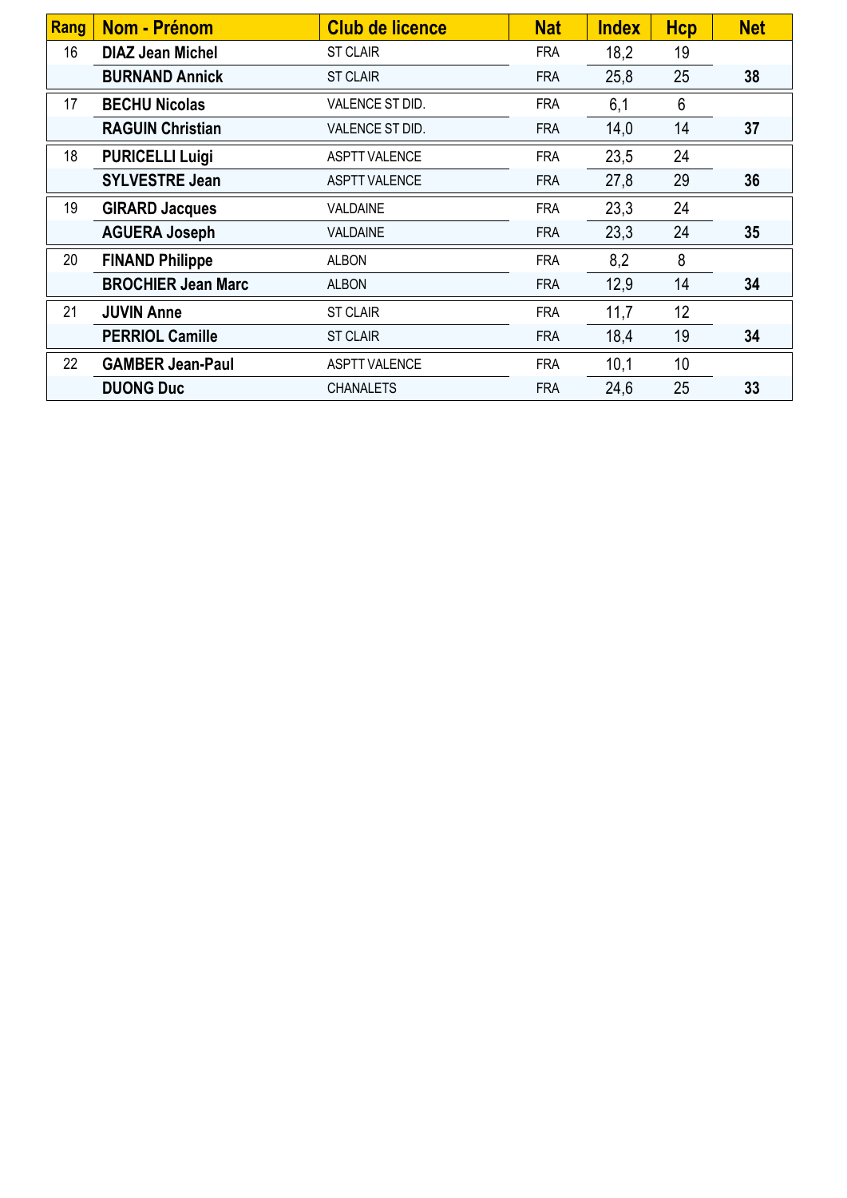| Rang | Nom - Prénom | Club de licence | Nat | Index | Hcp | Net |
|---|---|---|---|---|---|---|
| 16 | **DIAZ Jean Michel** | ST CLAIR | FRA | 18,2 | 19 | |
| | **BURNAND Annick** | ST CLAIR | FRA | 25,8 | 25 | **38** |
| 17 | **BECHU Nicolas** | VALENCE ST DID. | FRA | 6,1 | 6 | |
| | **RAGUIN Christian** | VALENCE ST DID. | FRA | 14,0 | 14 | **37** |
| 18 | **PURICELLI Luigi** | ASPTT VALENCE | FRA | 23,5 | 24 | |
| | **SYLVESTRE Jean** | ASPTT VALENCE | FRA | 27,8 | 29 | **36** |
| 19 | **GIRARD Jacques** | VALDAINE | FRA | 23,3 | 24 | |
| | **AGUERA Joseph** | VALDAINE | FRA | 23,3 | 24 | **35** |
| 20 | **FINAND Philippe** | ALBON | FRA | 8,2 | 8 | |
| | **BROCHIER Jean Marc** | ALBON | FRA | 12,9 | 14 | **34** |
| 21 | **JUVIN Anne** | ST CLAIR | FRA | 11,7 | 12 | |
| | **PERRIOL Camille** | ST CLAIR | FRA | 18,4 | 19 | **34** |
| 22 | **GAMBER Jean-Paul** | ASPTT VALENCE | FRA | 10,1 | 10 | |
| | **DUONG Duc** | CHANALETS | FRA | 24,6 | 25 | **33** |